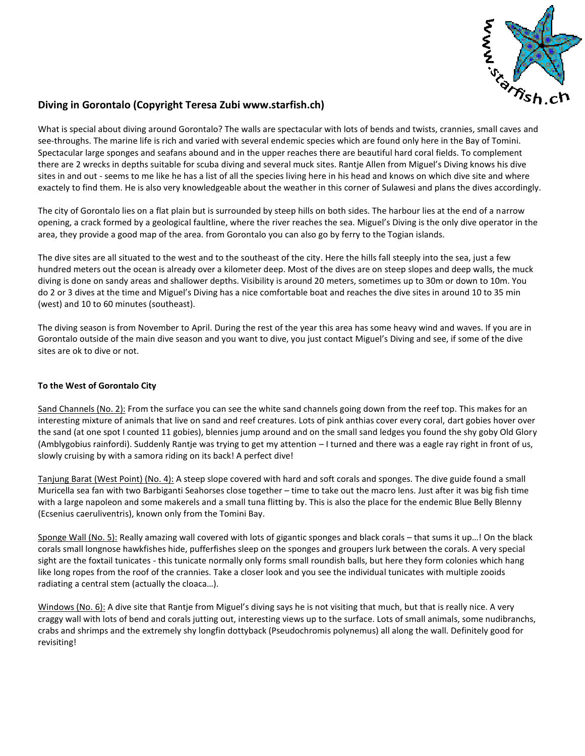## Diving in Gorontalo (Copyright Teresa Zubi www.starfish.ch)

What is special about diving around Gorontalo? The walls are spectacular with lots of bends and twists, crannies, small caves and see-throughs. The marine life is rich and varied with several endemic species which are found only here in the Bay of Tomini. Spectacular large sponges and seafans abound and in the upper reaches there are beautiful hard coral fields. To complement there are 2 wrecks in depths suitable for scuba diving and several muck sites. Rantje Allen from Miguel's Diving knows his dive sites in and out - seems to me like he has a list of all the species living here in his head and knows on which dive site and where exactely to find them. He is also very knowledgeable about the weather in this corner of Sulawesi and plans the dives accordingly.

The city of Gorontalo lies on a flat plain but is surrounded by steep hills on both sides. The harbour lies at the end of a narrow opening, a crack formed by a geological faultline, where the river reaches the sea. Miguel's Diving is the only dive operator in the area, they provide a good map of the area. from Gorontalo you can also go by ferry to the Togian islands.

The dive sites are all situated to the west and to the southeast of the city. Here the hills fall steeply into the sea, just a few hundred meters out the ocean is already over a kilometer deep. Most of the dives are on steep slopes and deep walls, the muck diving is done on sandy areas and shallower depths. Visibility is around 20 meters, sometimes up to 30m or down to 10m. You do 2 or 3 dives at the time and Miguel's Diving has a nice comfortable boat and reaches the dive sites in around 10 to 35 min (west) and 10 to 60 minutes (southeast).

The diving season is from November to April. During the rest of the year this area has some heavy wind and waves. If you are in Gorontalo outside of the main dive season and you want to dive, you just contact Miguel's Diving and see, if some of the dive sites are ok to dive or not.

### To the West of Gorontalo City

Sand Channels (No. 2): From the surface you can see the white sand channels going down from the reef top. This makes for an interesting mixture of animals that live on sand and reef creatures. Lots of pink anthias cover every coral, dart gobies hover over the sand (at one spot I counted 11 gobies), blennies jump around and on the small sand ledges you found the shy goby Old Glory (Amblygobius rainfordi). Suddenly Rantje was trying to get my attention – I turned and there was a eagle ray right in front of us, slowly cruising by with a samora riding on its back! A perfect dive!

Tanjung Barat (West Point) (No. 4): A steep slope covered with hard and soft corals and sponges. The dive guide found a small Muricella sea fan with two Barbiganti Seahorses close together – time to take out the macro lens. Just after it was big fish time with a large napoleon and some makerels and a small tuna flitting by. This is also the place for the endemic Blue Belly Blenny (Ecsenius caeruliventris), known only from the Tomini Bay.

Sponge Wall (No. 5): Really amazing wall covered with lots of gigantic sponges and black corals – that sums it up…! On the black corals small longnose hawkfishes hide, pufferfishes sleep on the sponges and groupers lurk between the corals. A very special sight are the foxtail tunicates - this tunicate normally only forms small roundish balls, but here they form colonies which hang like long ropes from the roof of the crannies. Take a closer look and you see the individual tunicates with multiple zooids radiating a central stem (actually the cloaca…).

Windows (No. 6): A dive site that Rantje from Miguel's diving says he is not visiting that much, but that is really nice. A very craggy wall with lots of bend and corals jutting out, interesting views up to the surface. Lots of small animals, some nudibranchs, crabs and shrimps and the extremely shy longfin dottyback (Pseudochromis polynemus) all along the wall. Definitely good for revisiting!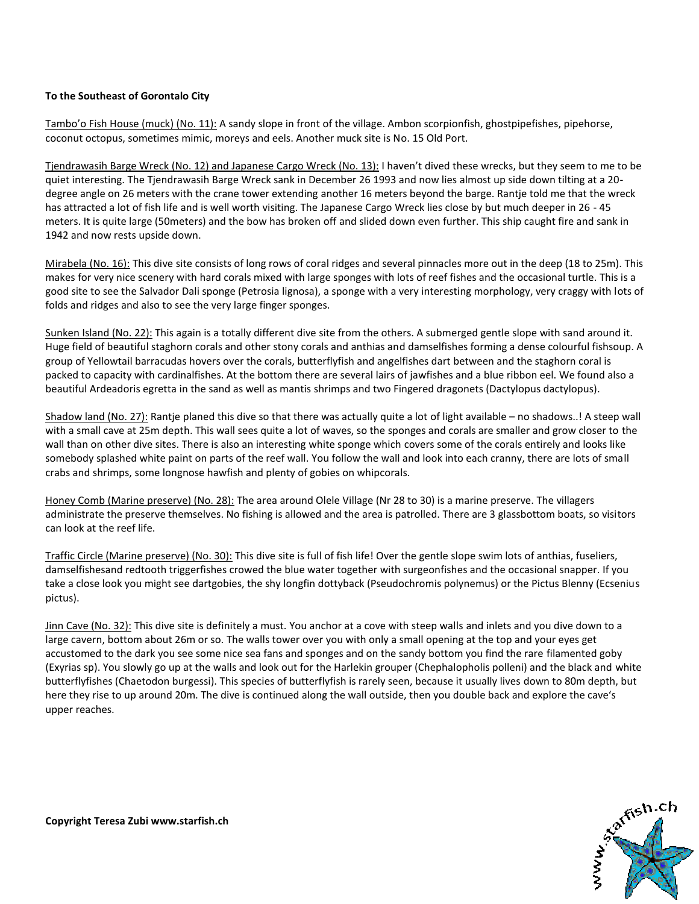**To the Southeast of Gorontalo City**

Tambo'o Fish House (muck) (No. 11): A sandy slope in front of the village. Ambon scorpionfish, ghostpipefishes, pipehorse, coconut octopus, sometimes mimic, moreys and eels. Another muck site is No. 15 Old Port.

Tjendrawasih Barge Wreck (No. 12) and Japanese Cargo Wreck (No. 13): I haven't dived these wrecks, but they seem to me to be quiet interesting. The Tjendrawasih Barge Wreck sank in December 26 1993 and now lies almost up side down tilting at a 20-degree angle on 26 meters with the crane tower extending another 16 meters beyond the barge. Rantje told me that the wreck has attracted a lot of fish life and is well worth visiting. The Japanese Cargo Wreck lies close by but much deeper in 26 - 45 meters. It is quite large (50meters) and the bow has broken off and slided down even further. This ship caught fire and sank in 1942 and now rests upside down.

Mirabela (No. 16): This dive site consists of long rows of coral ridges and several pinnacles more out in the deep (18 to 25m). This makes for very nice scenery with hard corals mixed with large sponges with lots of reef fishes and the occasional turtle. This is a good site to see the Salvador Dali sponge (Petrosia lignosa), a sponge with a very interesting morphology, very craggy with lots of folds and ridges and also to see the very large finger sponges.

Sunken Island (No. 22): This again is a totally different dive site from the others. A submerged gentle slope with sand around it. Huge field of beautiful staghorn corals and other stony corals and anthias and damselfishes forming a dense colourful fishsoup. A group of Yellowtail barracudas hovers over the corals, butterflyfish and angelfishes dart between and the staghorn coral is packed to capacity with cardinalfishes. At the bottom there are several lairs of jawfishes and a blue ribbon eel. We found also a beautiful Ardeadoris egretta in the sand as well as mantis shrimps and two Fingered dragonets (Dactylopus dactylopus).

Shadow land (No. 27): Rantje planed this dive so that there was actually quite a lot of light available – no shadows..! A steep wall with a small cave at 25m depth. This wall sees quite a lot of waves, so the sponges and corals are smaller and grow closer to the wall than on other dive sites. There is also an interesting white sponge which covers some of the corals entirely and looks like somebody splashed white paint on parts of the reef wall. You follow the wall and look into each cranny, there are lots of small crabs and shrimps, some longnose hawfish and plenty of gobies on whipcorals.

Honey Comb (Marine preserve) (No. 28): The area around Olele Village (Nr 28 to 30) is a marine preserve. The villagers administrate the preserve themselves. No fishing is allowed and the area is patrolled. There are 3 glassbottom boats, so visitors can look at the reef life.

Traffic Circle (Marine preserve) (No. 30): This dive site is full of fish life! Over the gentle slope swim lots of anthias, fuseliers, damselfishesand redtooth triggerfishes crowed the blue water together with surgeonfishes and the occasional snapper. If you take a close look you might see dartgobies, the shy longfin dottyback (Pseudochromis polynemus) or the Pictus Blenny (Ecsenius pictus).

Jinn Cave (No. 32): This dive site is definitely a must. You anchor at a cove with steep walls and inlets and you dive down to a large cavern, bottom about 26m or so. The walls tower over you with only a small opening at the top and your eyes get accustomed to the dark you see some nice sea fans and sponges and on the sandy bottom you find the rare filamented goby (Exyrias sp). You slowly go up at the walls and look out for the Harlekin grouper (Chephalopholis polleni) and the black and white butterflyfishes (Chaetodon burgessi). This species of butterflyfish is rarely seen, because it usually lives down to 80m depth, but here they rise to up around 20m. The dive is continued along the wall outside, then you double back and explore the cave's upper reaches.

**Copyright Teresa Zubi www.starfish.ch**